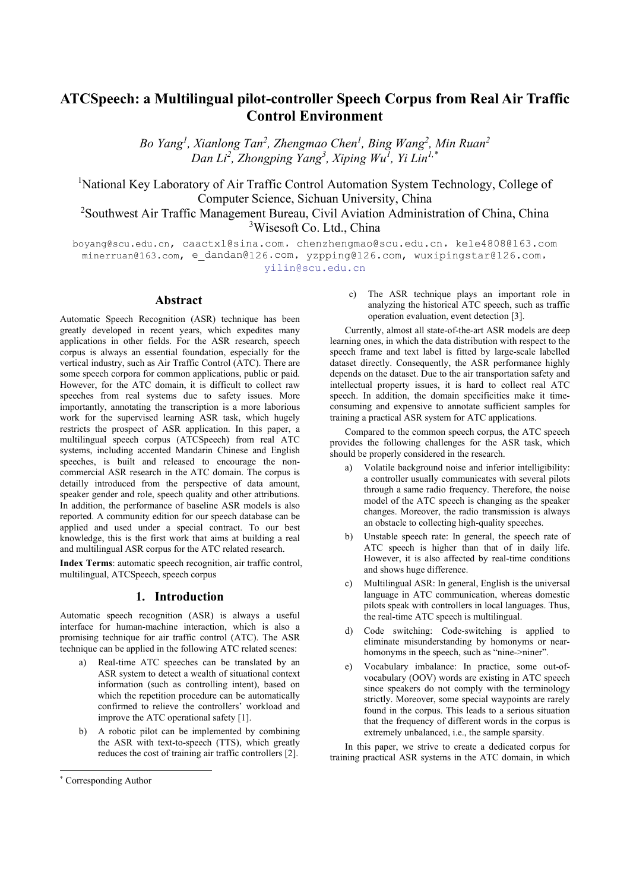# ATCSpeech: a Multilingual pilot-controller Speech Corpus from Real Air Traffic Control Environment

*Bo Yang[1], Xianlong Tan[2], Zhengmao Chen[1], Bing Wang[2], Min Ruan[2]*
*Dan Li[2], Zhongping Yang[3], Xiping Wu[1], Yi Lin[1,*]*

[1]National Key Laboratory of Air Traffic Control Automation System Technology, College of Computer Science, Sichuan University, China
[2]Southwest Air Traffic Management Bureau, Civil Aviation Administration of China, China
[3]Wisesoft Co. Ltd., China

boyang@scu.edu.cn, caactxl@sina.com, chenzhengmao@scu.edu.cn, kele4808@163.com
minerruan@163.com, e_dandan@126.com, yzpping@126.com, wuxipingstar@126.com,
yilin@scu.edu.cn

## Abstract

Automatic Speech Recognition (ASR) technique has been greatly developed in recent years, which expedites many applications in other fields. For the ASR research, speech corpus is always an essential foundation, especially for the vertical industry, such as Air Traffic Control (ATC). There are some speech corpora for common applications, public or paid. However, for the ATC domain, it is difficult to collect raw speeches from real systems due to safety issues. More importantly, annotating the transcription is a more laborious work for the supervised learning ASR task, which hugely restricts the prospect of ASR application. In this paper, a multilingual speech corpus (ATCSpeech) from real ATC systems, including accented Mandarin Chinese and English speeches, is built and released to encourage the non-commercial ASR research in the ATC domain. The corpus is detailly introduced from the perspective of data amount, speaker gender and role, speech quality and other attributions. In addition, the performance of baseline ASR models is also reported. A community edition for our speech database can be applied and used under a special contract. To our best knowledge, this is the first work that aims at building a real and multilingual ASR corpus for the ATC related research.

**Index Terms**: automatic speech recognition, air traffic control, multilingual, ATCSpeech, speech corpus

## 1. Introduction

Automatic speech recognition (ASR) is always a useful interface for human-machine interaction, which is also a promising technique for air traffic control (ATC). The ASR technique can be applied in the following ATC related scenes:

a) Real-time ATC speeches can be translated by an ASR system to detect a wealth of situational context information (such as controlling intent), based on which the repetition procedure can be automatically confirmed to relieve the controllers' workload and improve the ATC operational safety [1].

b) A robotic pilot can be implemented by combining the ASR with text-to-speech (TTS), which greatly reduces the cost of training air traffic controllers [2].

c) The ASR technique plays an important role in analyzing the historical ATC speech, such as traffic operation evaluation, event detection [3].

Currently, almost all state-of-the-art ASR models are deep learning ones, in which the data distribution with respect to the speech frame and text label is fitted by large-scale labelled dataset directly. Consequently, the ASR performance highly depends on the dataset. Due to the air transportation safety and intellectual property issues, it is hard to collect real ATC speech. In addition, the domain specificities make it time-consuming and expensive to annotate sufficient samples for training a practical ASR system for ATC applications.

Compared to the common speech corpus, the ATC speech provides the following challenges for the ASR task, which should be properly considered in the research.

a) Volatile background noise and inferior intelligibility: a controller usually communicates with several pilots through a same radio frequency. Therefore, the noise model of the ATC speech is changing as the speaker changes. Moreover, the radio transmission is always an obstacle to collecting high-quality speeches.

b) Unstable speech rate: In general, the speech rate of ATC speech is higher than that of in daily life. However, it is also affected by real-time conditions and shows huge difference.

c) Multilingual ASR: In general, English is the universal language in ATC communication, whereas domestic pilots speak with controllers in local languages. Thus, the real-time ATC speech is multilingual.

d) Code switching: Code-switching is applied to eliminate misunderstanding by homonyms or near-homonyms in the speech, such as "nine->niner".

e) Vocabulary imbalance: In practice, some out-of-vocabulary (OOV) words are existing in ATC speech since speakers do not comply with the terminology strictly. Moreover, some special waypoints are rarely found in the corpus. This leads to a serious situation that the frequency of different words in the corpus is extremely unbalanced, i.e., the sample sparsity.

In this paper, we strive to create a dedicated corpus for training practical ASR systems in the ATC domain, in which

[*] Corresponding Author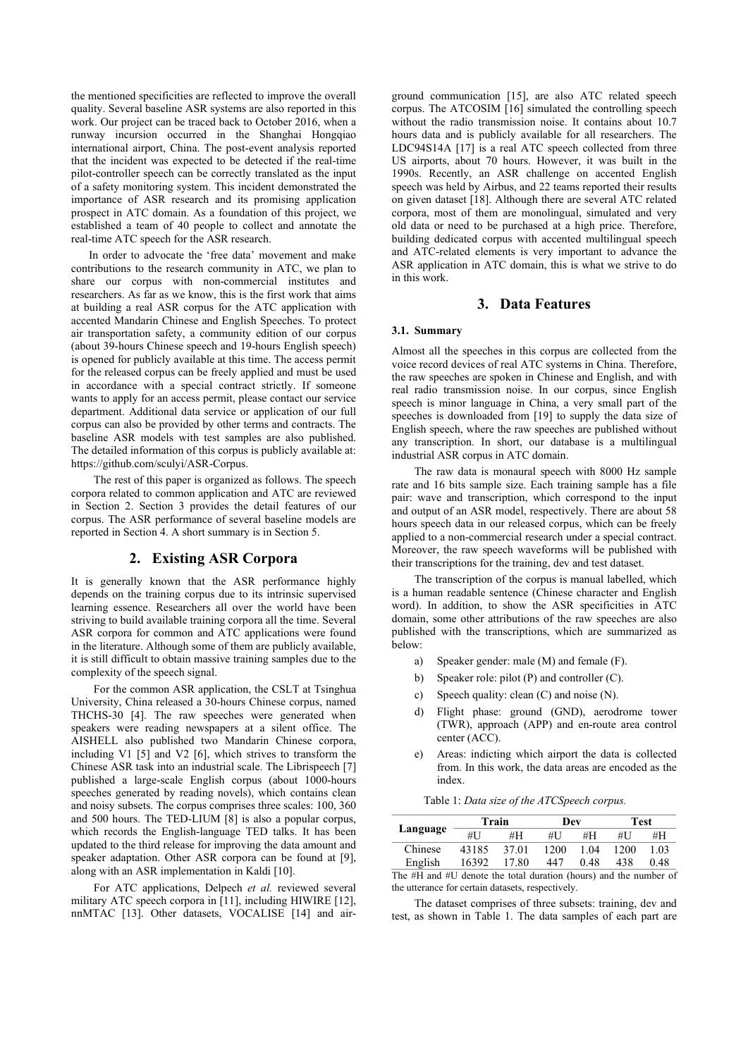the mentioned specificities are reflected to improve the overall quality. Several baseline ASR systems are also reported in this work. Our project can be traced back to October 2016, when a runway incursion occurred in the Shanghai Hongqiao international airport, China. The post-event analysis reported that the incident was expected to be detected if the real-time pilot-controller speech can be correctly translated as the input of a safety monitoring system. This incident demonstrated the importance of ASR research and its promising application prospect in ATC domain. As a foundation of this project, we established a team of 40 people to collect and annotate the real-time ATC speech for the ASR research.

In order to advocate the 'free data' movement and make contributions to the research community in ATC, we plan to share our corpus with non-commercial institutes and researchers. As far as we know, this is the first work that aims at building a real ASR corpus for the ATC application with accented Mandarin Chinese and English Speeches. To protect air transportation safety, a community edition of our corpus (about 39-hours Chinese speech and 19-hours English speech) is opened for publicly available at this time. The access permit for the released corpus can be freely applied and must be used in accordance with a special contract strictly. If someone wants to apply for an access permit, please contact our service department. Additional data service or application of our full corpus can also be provided by other terms and contracts. The baseline ASR models with test samples are also published. The detailed information of this corpus is publicly available at: https://github.com/sculyi/ASR-Corpus.

The rest of this paper is organized as follows. The speech corpora related to common application and ATC are reviewed in Section 2. Section 3 provides the detail features of our corpus. The ASR performance of several baseline models are reported in Section 4. A short summary is in Section 5.

## 2. Existing ASR Corpora

It is generally known that the ASR performance highly depends on the training corpus due to its intrinsic supervised learning essence. Researchers all over the world have been striving to build available training corpora all the time. Several ASR corpora for common and ATC applications were found in the literature. Although some of them are publicly available, it is still difficult to obtain massive training samples due to the complexity of the speech signal.

For the common ASR application, the CSLT at Tsinghua University, China released a 30-hours Chinese corpus, named THCHS-30 [4]. The raw speeches were generated when speakers were reading newspapers at a silent office. The AISHELL also published two Mandarin Chinese corpora, including V1 [5] and V2 [6], which strives to transform the Chinese ASR task into an industrial scale. The Librispeech [7] published a large-scale English corpus (about 1000-hours speeches generated by reading novels), which contains clean and noisy subsets. The corpus comprises three scales: 100, 360 and 500 hours. The TED-LIUM [8] is also a popular corpus, which records the English-language TED talks. It has been updated to the third release for improving the data amount and speaker adaptation. Other ASR corpora can be found at [9], along with an ASR implementation in Kaldi [10].

For ATC applications, Delpech *et al.* reviewed several military ATC speech corpora in [11], including HIWIRE [12], nnMTAC [13]. Other datasets, VOCALISE [14] and air-ground communication [15], are also ATC related speech corpus. The ATCOSIM [16] simulated the controlling speech without the radio transmission noise. It contains about 10.7 hours data and is publicly available for all researchers. The LDC94S14A [17] is a real ATC speech collected from three US airports, about 70 hours. However, it was built in the 1990s. Recently, an ASR challenge on accented English speech was held by Airbus, and 22 teams reported their results on given dataset [18]. Although there are several ATC related corpora, most of them are monolingual, simulated and very old data or need to be purchased at a high price. Therefore, building dedicated corpus with accented multilingual speech and ATC-related elements is very important to advance the ASR application in ATC domain, this is what we strive to do in this work.

## 3. Data Features

### 3.1. Summary

Almost all the speeches in this corpus are collected from the voice record devices of real ATC systems in China. Therefore, the raw speeches are spoken in Chinese and English, and with real radio transmission noise. In our corpus, since English speech is minor language in China, a very small part of the speeches is downloaded from [19] to supply the data size of English speech, where the raw speeches are published without any transcription. In short, our database is a multilingual industrial ASR corpus in ATC domain.

The raw data is monaural speech with 8000 Hz sample rate and 16 bits sample size. Each training sample has a file pair: wave and transcription, which correspond to the input and output of an ASR model, respectively. There are about 58 hours speech data in our released corpus, which can be freely applied to a non-commercial research under a special contract. Moreover, the raw speech waveforms will be published with their transcriptions for the training, dev and test dataset.

The transcription of the corpus is manual labelled, which is a human readable sentence (Chinese character and English word). In addition, to show the ASR specificities in ATC domain, some other attributions of the raw speeches are also published with the transcriptions, which are summarized as below:

a) Speaker gender: male (M) and female (F).

b) Speaker role: pilot (P) and controller (C).

c) Speech quality: clean (C) and noise (N).

d) Flight phase: ground (GND), aerodrome tower (TWR), approach (APP) and en-route area control center (ACC).

e) Areas: indicting which airport the data is collected from. In this work, the data areas are encoded as the index.

Table 1: *Data size of the ATCSpeech corpus.*

| Language | Train | | Dev | | Test | |
|---|---|---|---|---|---|---|
| | #U | #H | #U | #H | #U | #H |
| Chinese | 43185 | 37.01 | 1200 | 1.04 | 1200 | 1.03 |
| English | 16392 | 17.80 | 447 | 0.48 | 438 | 0.48 |

The #H and #U denote the total duration (hours) and the number of the utterance for certain datasets, respectively.

The dataset comprises of three subsets: training, dev and test, as shown in Table 1. The data samples of each part are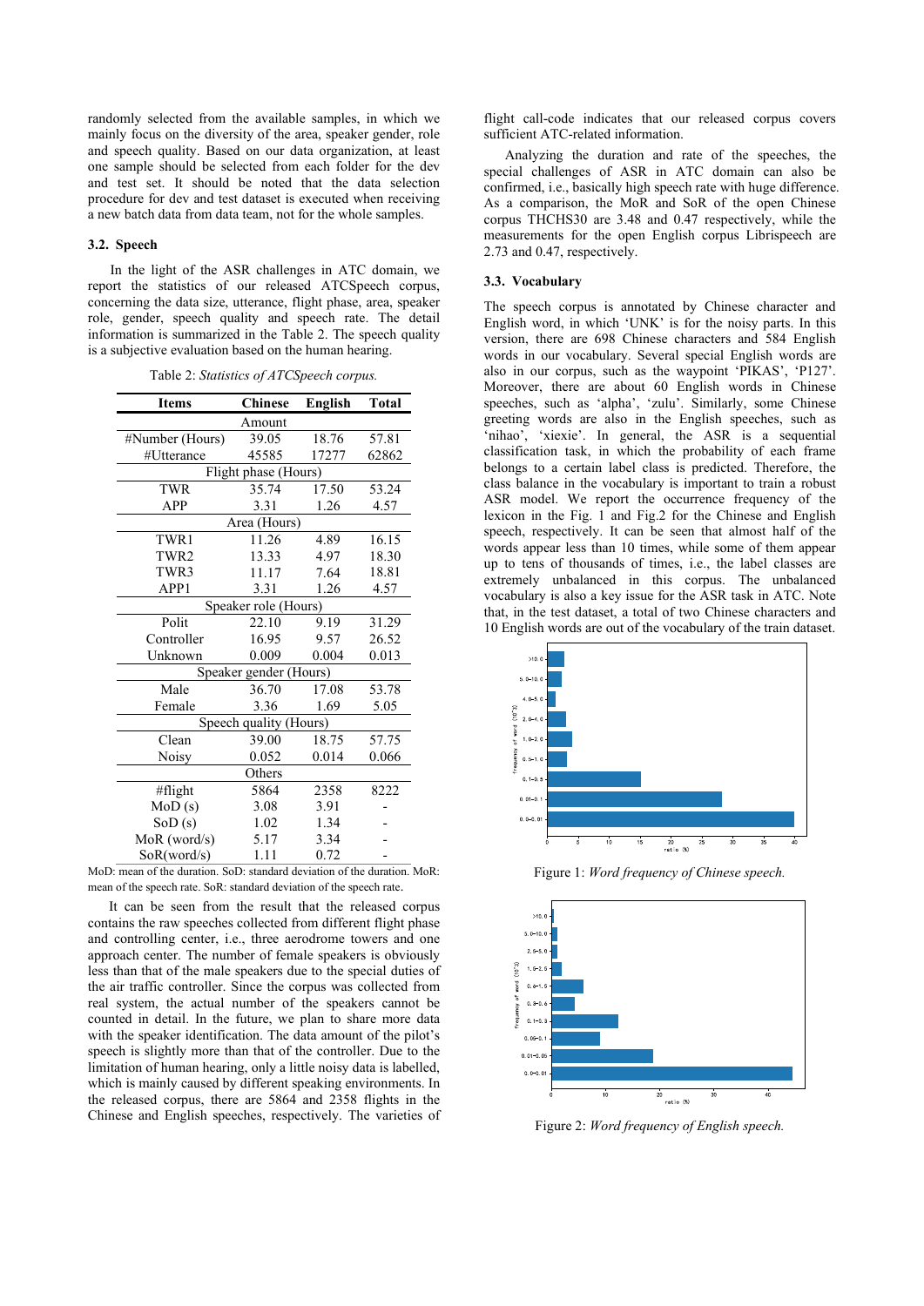randomly selected from the available samples, in which we mainly focus on the diversity of the area, speaker gender, role and speech quality. Based on our data organization, at least one sample should be selected from each folder for the dev and test set. It should be noted that the data selection procedure for dev and test dataset is executed when receiving a new batch data from data team, not for the whole samples.

### 3.2. Speech

In the light of the ASR challenges in ATC domain, we report the statistics of our released ATCSpeech corpus, concerning the data size, utterance, flight phase, area, speaker role, gender, speech quality and speech rate. The detail information is summarized in the Table 2. The speech quality is a subjective evaluation based on the human hearing.

Table 2: *Statistics of ATCSpeech corpus.*

| Items | Chinese | English | Total |
|---|---|---|---|
| Amount | | | |
| #Number (Hours) | 39.05 | 18.76 | 57.81 |
| #Utterance | 45585 | 17277 | 62862 |
| Flight phase (Hours) | | | |
| TWR | 35.74 | 17.50 | 53.24 |
| APP | 3.31 | 1.26 | 4.57 |
| Area (Hours) | | | |
| TWR1 | 11.26 | 4.89 | 16.15 |
| TWR2 | 13.33 | 4.97 | 18.30 |
| TWR3 | 11.17 | 7.64 | 18.81 |
| APP1 | 3.31 | 1.26 | 4.57 |
| Speaker role (Hours) | | | |
| Polit | 22.10 | 9.19 | 31.29 |
| Controller | 16.95 | 9.57 | 26.52 |
| Unknown | 0.009 | 0.004 | 0.013 |
| Speaker gender (Hours) | | | |
| Male | 36.70 | 17.08 | 53.78 |
| Female | 3.36 | 1.69 | 5.05 |
| Speech quality (Hours) | | | |
| Clean | 39.00 | 18.75 | 57.75 |
| Noisy | 0.052 | 0.014 | 0.066 |
| Others | | | |
| #flight | 5864 | 2358 | 8222 |
| MoD (s) | 3.08 | 3.91 | - |
| SoD (s) | 1.02 | 1.34 | - |
| MoR (word/s) | 5.17 | 3.34 | - |
| SoR(word/s) | 1.11 | 0.72 | - |

MoD: mean of the duration. SoD: standard deviation of the duration. MoR: mean of the speech rate. SoR: standard deviation of the speech rate.

It can be seen from the result that the released corpus contains the raw speeches collected from different flight phase and controlling center, i.e., three aerodrome towers and one approach center. The number of female speakers is obviously less than that of the male speakers due to the special duties of the air traffic controller. Since the corpus was collected from real system, the actual number of the speakers cannot be counted in detail. In the future, we plan to share more data with the speaker identification. The data amount of the pilot's speech is slightly more than that of the controller. Due to the limitation of human hearing, only a little noisy data is labelled, which is mainly caused by different speaking environments. In the released corpus, there are 5864 and 2358 flights in the Chinese and English speeches, respectively. The varieties of flight call-code indicates that our released corpus covers sufficient ATC-related information.

Analyzing the duration and rate of the speeches, the special challenges of ASR in ATC domain can also be confirmed, i.e., basically high speech rate with huge difference. As a comparison, the MoR and SoR of the open Chinese corpus THCHS30 are 3.48 and 0.47 respectively, while the measurements for the open English corpus Librispeech are 2.73 and 0.47, respectively.

### 3.3. Vocabulary

The speech corpus is annotated by Chinese character and English word, in which 'UNK' is for the noisy parts. In this version, there are 698 Chinese characters and 584 English words in our vocabulary. Several special English words are also in our corpus, such as the waypoint 'PIKAS', 'P127'. Moreover, there are about 60 English words in Chinese speeches, such as 'alpha', 'zulu'. Similarly, some Chinese greeting words are also in the English speeches, such as 'nihao', 'xiexie'. In general, the ASR is a sequential classification task, in which the probability of each frame belongs to a certain label class is predicted. Therefore, the class balance in the vocabulary is important to train a robust ASR model. We report the occurrence frequency of the lexicon in the Fig. 1 and Fig.2 for the Chinese and English speech, respectively. It can be seen that almost half of the words appear less than 10 times, while some of them appear up to tens of thousands of times, i.e., the label classes are extremely unbalanced in this corpus. The unbalanced vocabulary is also a key issue for the ASR task in ATC. Note that, in the test dataset, a total of two Chinese characters and 10 English words are out of the vocabulary of the train dataset.

Figure 1: *Word frequency of Chinese speech.*

Figure 2: *Word frequency of English speech.*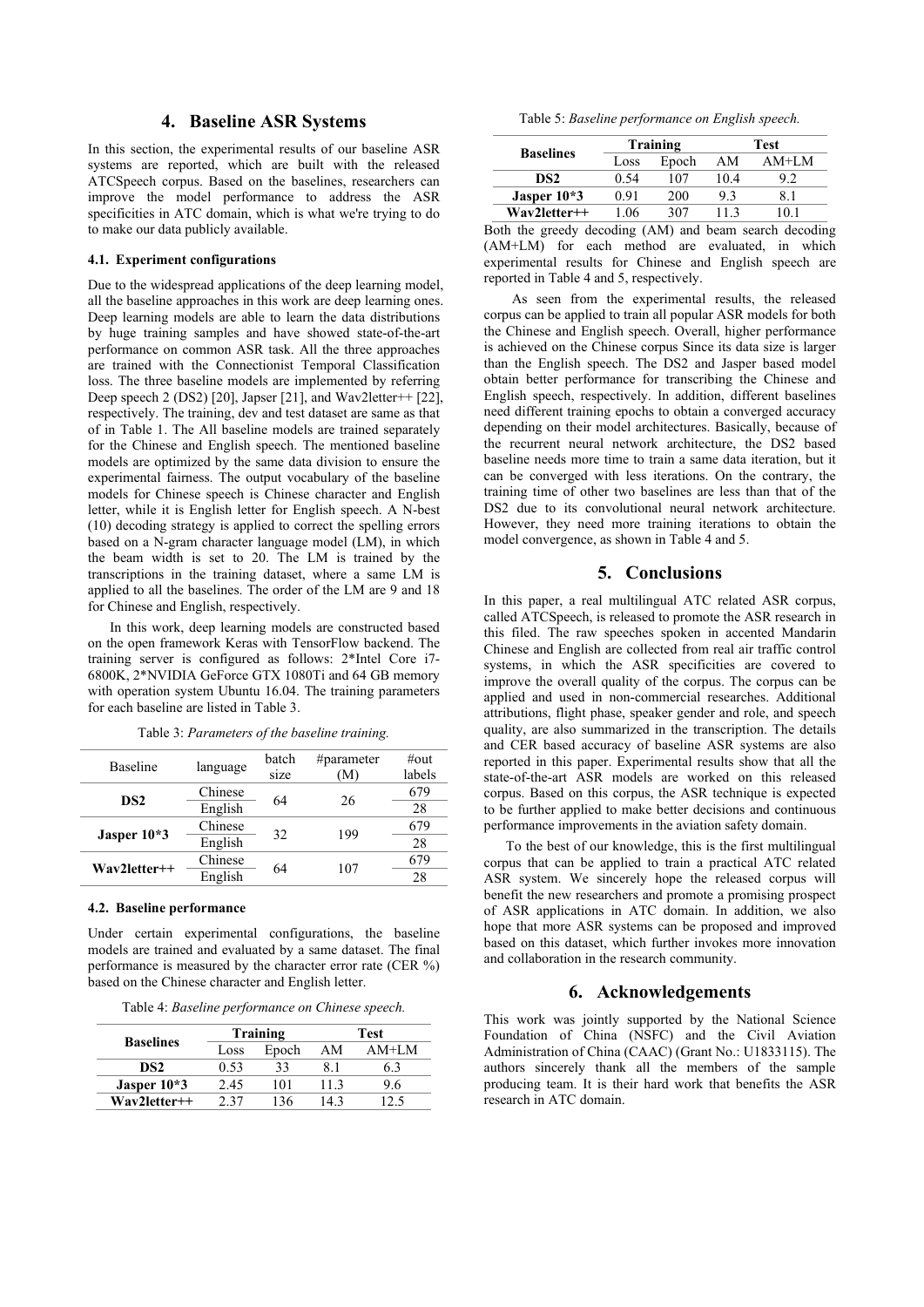# 4. Baseline ASR Systems

In this section, the experimental results of our baseline ASR systems are reported, which are built with the released ATCSpeech corpus. Based on the baselines, researchers can improve the model performance to address the ASR specificities in ATC domain, which is what we're trying to do to make our data publicly available.

### 4.1. Experiment configurations

Due to the widespread applications of the deep learning model, all the baseline approaches in this work are deep learning ones. Deep learning models are able to learn the data distributions by huge training samples and have showed state-of-the-art performance on common ASR task. All the three approaches are trained with the Connectionist Temporal Classification loss. The three baseline models are implemented by referring Deep speech 2 (DS2) [20], Japser [21], and Wav2letter++ [22], respectively. The training, dev and test dataset are same as that of in Table 1. The All baseline models are trained separately for the Chinese and English speech. The mentioned baseline models are optimized by the same data division to ensure the experimental fairness. The output vocabulary of the baseline models for Chinese speech is Chinese character and English letter, while it is English letter for English speech. A N-best (10) decoding strategy is applied to correct the spelling errors based on a N-gram character language model (LM), in which the beam width is set to 20. The LM is trained by the transcriptions in the training dataset, where a same LM is applied to all the baselines. The order of the LM are 9 and 18 for Chinese and English, respectively.

In this work, deep learning models are constructed based on the open framework Keras with TensorFlow backend. The training server is configured as follows: 2*Intel Core i7-6800K, 2*NVIDIA GeForce GTX 1080Ti and 64 GB memory with operation system Ubuntu 16.04. The training parameters for each baseline are listed in Table 3.

Table 3: *Parameters of the baseline training.*

| Baseline | language | batch size | #parameter (M) | #out labels |
|---|---|---|---|---|
| **DS2** | Chinese | 64 | 26 | 679 |
| | English | | | 28 |
| **Jasper 10*3** | Chinese | 32 | 199 | 679 |
| | English | | | 28 |
| **Wav2letter++** | Chinese | 64 | 107 | 679 |
| | English | | | 28 |

### 4.2. Baseline performance

Under certain experimental configurations, the baseline models are trained and evaluated by a same dataset. The final performance is measured by the character error rate (CER %) based on the Chinese character and English letter.

Table 4: *Baseline performance on Chinese speech.*

| Baselines | Training | | Test | |
|---|---|---|---|---|
| | Loss | Epoch | AM | AM+LM |
| **DS2** | 0.53 | 33 | 8.1 | 6.3 |
| **Jasper 10*3** | 2.45 | 101 | 11.3 | 9.6 |
| **Wav2letter++** | 2.37 | 136 | 14.3 | 12.5 |

Table 5: *Baseline performance on English speech.*

| Baselines | Training | | Test | |
|---|---|---|---|---|
| | Loss | Epoch | AM | AM+LM |
| **DS2** | 0.54 | 107 | 10.4 | 9.2 |
| **Jasper 10*3** | 0.91 | 200 | 9.3 | 8.1 |
| **Wav2letter++** | 1.06 | 307 | 11.3 | 10.1 |

Both the greedy decoding (AM) and beam search decoding (AM+LM) for each method are evaluated, in which experimental results for Chinese and English speech are reported in Table 4 and 5, respectively.

As seen from the experimental results, the released corpus can be applied to train all popular ASR models for both the Chinese and English speech. Overall, higher performance is achieved on the Chinese corpus Since its data size is larger than the English speech. The DS2 and Jasper based model obtain better performance for transcribing the Chinese and English speech, respectively. In addition, different baselines need different training epochs to obtain a converged accuracy depending on their model architectures. Basically, because of the recurrent neural network architecture, the DS2 based baseline needs more time to train a same data iteration, but it can be converged with less iterations. On the contrary, the training time of other two baselines are less than that of the DS2 due to its convolutional neural network architecture. However, they need more training iterations to obtain the model convergence, as shown in Table 4 and 5.

# 5. Conclusions

In this paper, a real multilingual ATC related ASR corpus, called ATCSpeech, is released to promote the ASR research in this filed. The raw speeches spoken in accented Mandarin Chinese and English are collected from real air traffic control systems, in which the ASR specificities are covered to improve the overall quality of the corpus. The corpus can be applied and used in non-commercial researches. Additional attributions, flight phase, speaker gender and role, and speech quality, are also summarized in the transcription. The details and CER based accuracy of baseline ASR systems are also reported in this paper. Experimental results show that all the state-of-the-art ASR models are worked on this released corpus. Based on this corpus, the ASR technique is expected to be further applied to make better decisions and continuous performance improvements in the aviation safety domain.

To the best of our knowledge, this is the first multilingual corpus that can be applied to train a practical ATC related ASR system. We sincerely hope the released corpus will benefit the new researchers and promote a promising prospect of ASR applications in ATC domain. In addition, we also hope that more ASR systems can be proposed and improved based on this dataset, which further invokes more innovation and collaboration in the research community.

# 6. Acknowledgements

This work was jointly supported by the National Science Foundation of China (NSFC) and the Civil Aviation Administration of China (CAAC) (Grant No.: U1833115). The authors sincerely thank all the members of the sample producing team. It is their hard work that benefits the ASR research in ATC domain.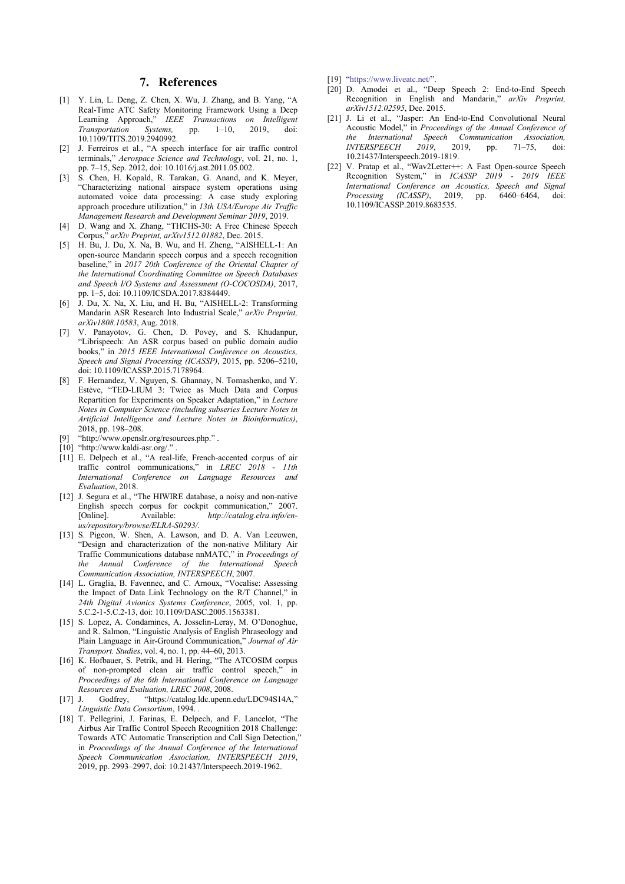## 7. References

[1] Y. Lin, L. Deng, Z. Chen, X. Wu, J. Zhang, and B. Yang, "A Real-Time ATC Safety Monitoring Framework Using a Deep Learning Approach," *IEEE Transactions on Intelligent Transportation Systems,* pp. 1–10, 2019, doi: 10.1109/TITS.2019.2940992.

[2] J. Ferreiros et al., "A speech interface for air traffic control terminals," *Aerospace Science and Technology*, vol. 21, no. 1, pp. 7–15, Sep. 2012, doi: 10.1016/j.ast.2011.05.002.

[3] S. Chen, H. Kopald, R. Tarakan, G. Anand, and K. Meyer, "Characterizing national airspace system operations using automated voice data processing: A case study exploring approach procedure utilization," in *13th USA/Europe Air Traffic Management Research and Development Seminar 2019*, 2019.

[4] D. Wang and X. Zhang, "THCHS-30: A Free Chinese Speech Corpus," *arXiv Preprint, arXiv1512.01882*, Dec. 2015.

[5] H. Bu, J. Du, X. Na, B. Wu, and H. Zheng, "AISHELL-1: An open-source Mandarin speech corpus and a speech recognition baseline," in *2017 20th Conference of the Oriental Chapter of the International Coordinating Committee on Speech Databases and Speech I/O Systems and Assessment (O-COCOSDA)*, 2017, pp. 1–5, doi: 10.1109/ICSDA.2017.8384449.

[6] J. Du, X. Na, X. Liu, and H. Bu, "AISHELL-2: Transforming Mandarin ASR Research Into Industrial Scale," *arXiv Preprint, arXiv1808.10583*, Aug. 2018.

[7] V. Panayotov, G. Chen, D. Povey, and S. Khudanpur, "Librispeech: An ASR corpus based on public domain audio books," in *2015 IEEE International Conference on Acoustics, Speech and Signal Processing (ICASSP)*, 2015, pp. 5206–5210, doi: 10.1109/ICASSP.2015.7178964.

[8] F. Hernandez, V. Nguyen, S. Ghannay, N. Tomashenko, and Y. Estève, "TED-LIUM 3: Twice as Much Data and Corpus Repartition for Experiments on Speaker Adaptation," in *Lecture Notes in Computer Science (including subseries Lecture Notes in Artificial Intelligence and Lecture Notes in Bioinformatics)*, 2018, pp. 198–208.

[9] "http://www.openslr.org/resources.php." .

[10] "http://www.kaldi-asr.org/." .

[11] E. Delpech et al., "A real-life, French-accented corpus of air traffic control communications," in *LREC 2018 - 11th International Conference on Language Resources and Evaluation*, 2018.

[12] J. Segura et al., "The HIWIRE database, a noisy and non-native English speech corpus for cockpit communication," 2007. [Online]. Available: *http://catalog.elra.info/en-us/repository/browse/ELRA-S0293/*.

[13] S. Pigeon, W. Shen, A. Lawson, and D. A. Van Leeuwen, "Design and characterization of the non-native Military Air Traffic Communications database nnMATC," in *Proceedings of the Annual Conference of the International Speech Communication Association, INTERSPEECH*, 2007.

[14] L. Graglia, B. Favennec, and C. Arnoux, "Vocalise: Assessing the Impact of Data Link Technology on the R/T Channel," in *24th Digital Avionics Systems Conference*, 2005, vol. 1, pp. 5.C.2-1-5.C.2-13, doi: 10.1109/DASC.2005.1563381.

[15] S. Lopez, A. Condamines, A. Josselin-Leray, M. O'Donoghue, and R. Salmon, "Linguistic Analysis of English Phraseology and Plain Language in Air-Ground Communication," *Journal of Air Transport. Studies*, vol. 4, no. 1, pp. 44–60, 2013.

[16] K. Hofbauer, S. Petrik, and H. Hering, "The ATCOSIM corpus of non-prompted clean air traffic control speech," in *Proceedings of the 6th International Conference on Language Resources and Evaluation, LREC 2008*, 2008.

[17] J. Godfrey, "https://catalog.ldc.upenn.edu/LDC94S14A," *Linguistic Data Consortium*, 1994. .

[18] T. Pellegrini, J. Farinas, E. Delpech, and F. Lancelot, "The Airbus Air Traffic Control Speech Recognition 2018 Challenge: Towards ATC Automatic Transcription and Call Sign Detection," in *Proceedings of the Annual Conference of the International Speech Communication Association, INTERSPEECH 2019*, 2019, pp. 2993–2997, doi: 10.21437/Interspeech.2019-1962.

[19] "https://www.liveatc.net/".

[20] D. Amodei et al., "Deep Speech 2: End-to-End Speech Recognition in English and Mandarin," *arXiv Preprint, arXiv1512.02595*, Dec. 2015.

[21] J. Li et al., "Jasper: An End-to-End Convolutional Neural Acoustic Model," in *Proceedings of the Annual Conference of the International Speech Communication Association, INTERSPEECH 2019*, 2019, pp. 71–75, doi: 10.21437/Interspeech.2019-1819.

[22] V. Pratap et al., "Wav2Letter++: A Fast Open-source Speech Recognition System," in *ICASSP 2019 - 2019 IEEE International Conference on Acoustics, Speech and Signal Processing (ICASSP)*, 2019, pp. 6460–6464, doi: 10.1109/ICASSP.2019.8683535.